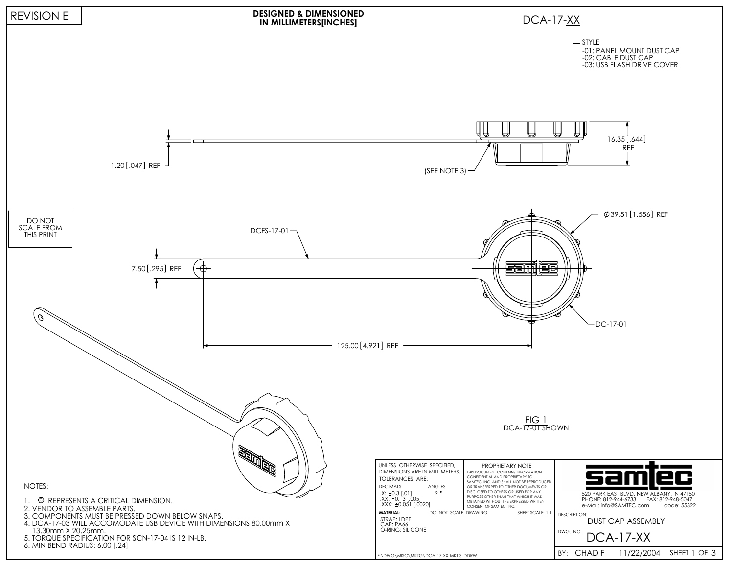REVISION E

**DESIGNED & DIMENSIONED IN MILLIMETERS[INCHES]**

DCA-17-XX

STYLE
- -01: PANEL MOUNT DUST CAP
- -02: CABLE DUST CAP
- -03: USB FLASH DRIVE COVER

1.20 [.047] REF

(SEE NOTE 3)

16.35 [.644] REF

DO NOT SCALE FROM THIS PRINT

DCFS-17-01

7.50 [.295] REF

Ø39.51 [1.556] REF

DC-17-01

125.00 [4.921] REF

FIG 1
DCA-17-01 SHOWN

NOTES:

1. ⊜ REPRESENTS A CRITICAL DIMENSION.
2. VENDOR TO ASSEMBLE PARTS.
3. COMPONENTS MUST BE PRESSED DOWN BELOW SNAPS.
4. DCA-17-03 WILL ACCOMODATE USB DEVICE WITH DIMENSIONS 80.00mm X 13.30mm X 20.25mm.
5. TORQUE SPECIFICATION FOR SCN-17-04 IS 12 IN-LB.
6. MIN BEND RADIUS: 6.00 [.24]

UNLESS OTHERWISE SPECIFIED, DIMENSIONS ARE IN MILLIMETERS.
TOLERANCES ARE:

| DECIMALS | ANGLES |
|---|---|
| .X: ±0.3 [.01] | 2° |
| .XX: ±0.13 [.005] | |
| .XXX: ±0.051 [.0020] | |

PROPRIETARY NOTE
THIS DOCUMENT CONTAINS INFORMATION CONFIDENTIAL AND PROPRIETARY TO SAMTEC, INC. AND SHALL NOT BE REPRODUCED OR TRANSFERRED TO OTHER DOCUMENTS OR DISCLOSED TO OTHERS OR USED FOR ANY PURPOSE OTHER THAN THAT WHICH IT WAS OBTAINED WITHOUT THE EXPRESSED WRITTEN CONSENT OF SAMTEC, INC.

MATERIAL: DO NOT SCALE DRAWING SHEET SCALE: 1:1
STRAP: LDPE
CAP: PA66
O-RING: SILICONE

F:\DWG\MISC\MKTG\DCA-17-XX-MKT.SLDDRW

samtec
520 PARK EAST BLVD, NEW ALBANY, IN 47150
PHONE: 812-944-6733 FAX: 812-948-5047
e-Mail: info@SAMTEC.com code: 55322

DESCRIPTION: DUST CAP ASSEMBLY

DWG. NO. DCA-17-XX

BY: CHAD F 11/22/2004 SHEET 1 OF 3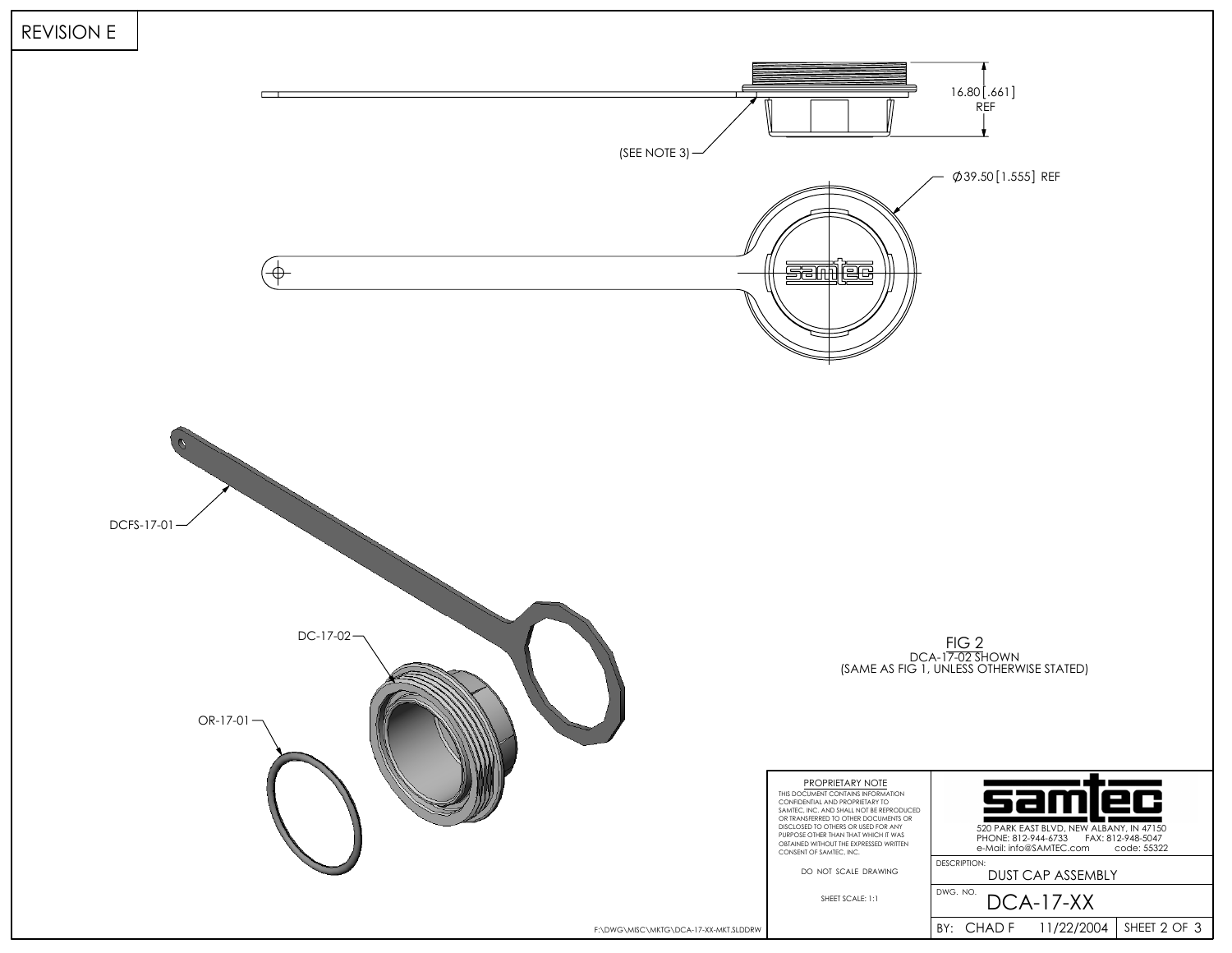REVISION E

16.80 [.661] REF

(SEE NOTE 3)

Ø39.50 [1.555] REF

DCFS-17-01

DC-17-02

OR-17-01

FIG 2
DCA-17-02 SHOWN
(SAME AS FIG 1, UNLESS OTHERWISE STATED)

PROPRIETARY NOTE
THIS DOCUMENT CONTAINS INFORMATION CONFIDENTIAL AND PROPRIETARY TO SAMTEC, INC. AND SHALL NOT BE REPRODUCED OR TRANSFERRED TO OTHER DOCUMENTS OR DISCLOSED TO OTHERS OR USED FOR ANY PURPOSE OTHER THAN THAT WHICH IT WAS OBTAINED WITHOUT THE EXPRESSED WRITTEN CONSENT OF SAMTEC, INC.

DO NOT SCALE DRAWING

SHEET SCALE: 1:1

samtec
520 PARK EAST BLVD, NEW ALBANY, IN 47150
PHONE: 812-944-6733 FAX: 812-948-5047
e-Mail: info@SAMTEC.com code: 55322

DESCRIPTION: DUST CAP ASSEMBLY

DWG. NO. DCA-17-XX

BY: CHAD F 11/22/2004 SHEET 2 OF 3

F:\DWG\MISC\MKTG\DCA-17-XX-MKT.SLDDRW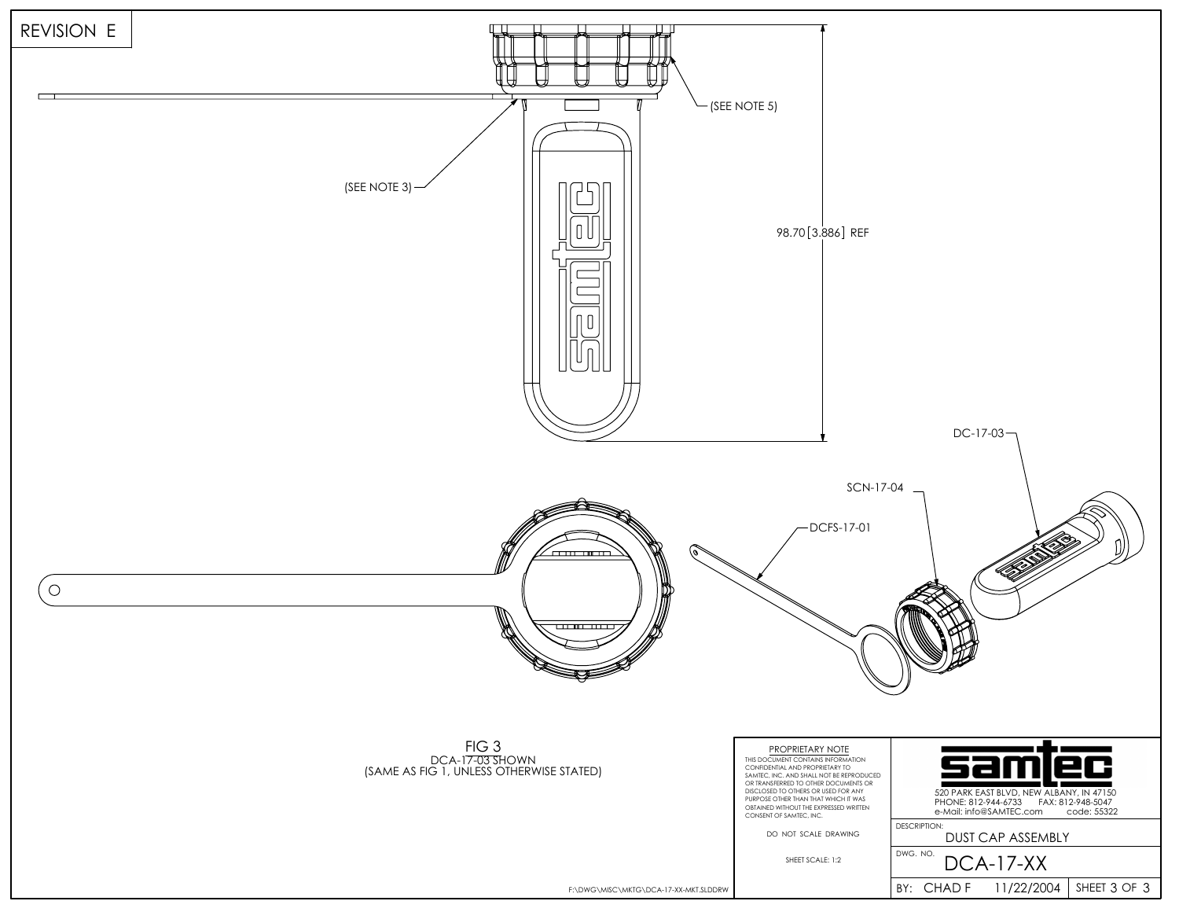REVISION E

(SEE NOTE 5)

(SEE NOTE 3)

98.70 [3.886] REF

DC-17-03

SCN-17-04

DCFS-17-01

FIG 3
DCA-17-03 SHOWN
(SAME AS FIG 1, UNLESS OTHERWISE STATED)

PROPRIETARY NOTE
THIS DOCUMENT CONTAINS INFORMATION CONFIDENTIAL AND PROPRIETARY TO SAMTEC, INC. AND SHALL NOT BE REPRODUCED OR TRANSFERRED TO OTHER DOCUMENTS OR DISCLOSED TO OTHERS OR USED FOR ANY PURPOSE OTHER THAN THAT WHICH IT WAS OBTAINED WITHOUT THE EXPRESSED WRITTEN CONSENT OF SAMTEC, INC.

DO NOT SCALE DRAWING

SHEET SCALE: 1:2

samtec
520 PARK EAST BLVD, NEW ALBANY, IN 47150
PHONE: 812-944-6733 FAX: 812-948-5047
e-Mail: info@SAMTEC.com code: 55322

DESCRIPTION: DUST CAP ASSEMBLY

DWG. NO. DCA-17-XX

BY: CHAD F 11/22/2004 SHEET 3 OF 3

F:\DWG\MISC\MKTG\DCA-17-XX-MKT.SLDDRW